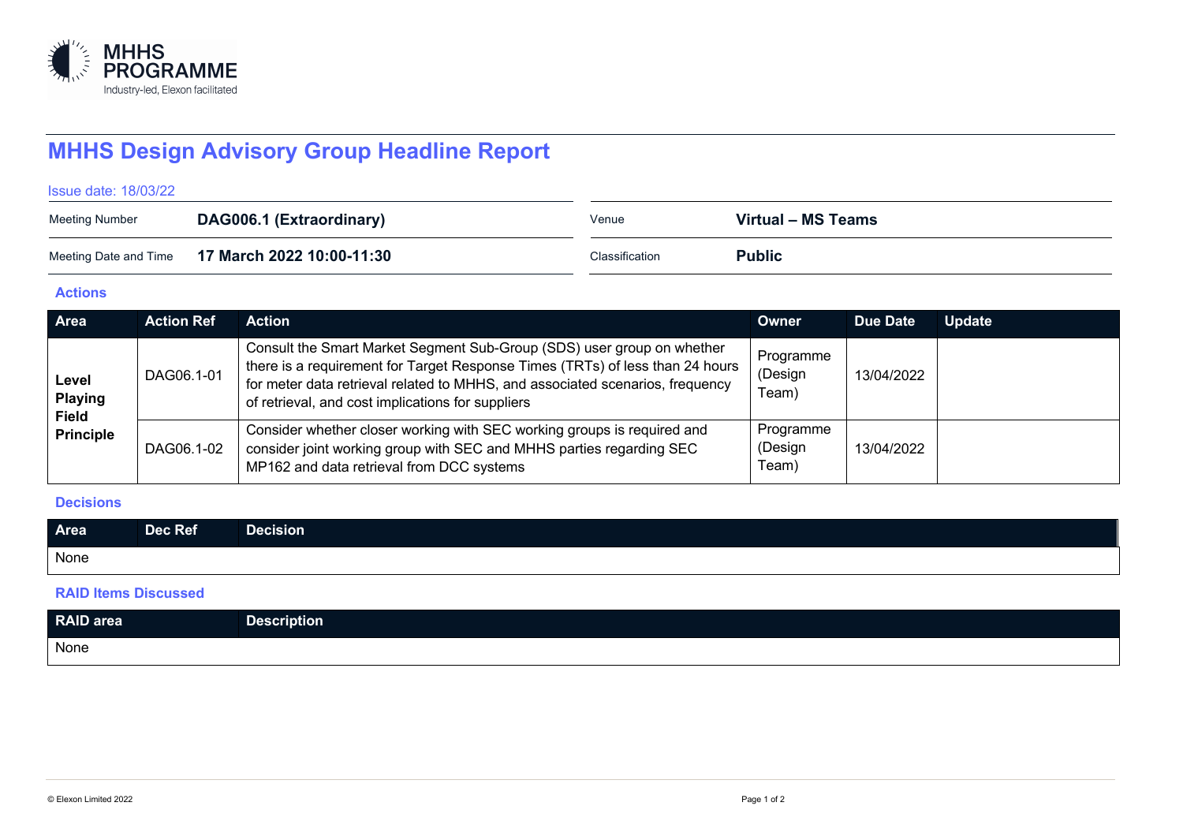MHHS PROGRAMME
Industry-led, Elexon facilitated

# MHHS Design Advisory Group Headline Report

Issue date: 18/03/22

| | | | |
|---|---|---|---|
| Meeting Number | **DAG006.1 (Extraordinary)** | Venue | **Virtual – MS Teams** |
| Meeting Date and Time | **17 March 2022 10:00-11:30** | Classification | **Public** |

### Actions

| Area | Action Ref | Action | Owner | Due Date | Update |
|---|---|---|---|---|---|
| **Level Playing Field Principle** | DAG06.1-01 | Consult the Smart Market Segment Sub-Group (SDS) user group on whether there is a requirement for Target Response Times (TRTs) of less than 24 hours for meter data retrieval related to MHHS, and associated scenarios, frequency of retrieval, and cost implications for suppliers | Programme (Design Team) | 13/04/2022 | |
| | DAG06.1-02 | Consider whether closer working with SEC working groups is required and consider joint working group with SEC and MHHS parties regarding SEC MP162 and data retrieval from DCC systems | Programme (Design Team) | 13/04/2022 | |

### Decisions

| Area | Dec Ref | Decision |
|---|---|---|
| None | | |

### RAID Items Discussed

| RAID area | Description |
|---|---|
| None | |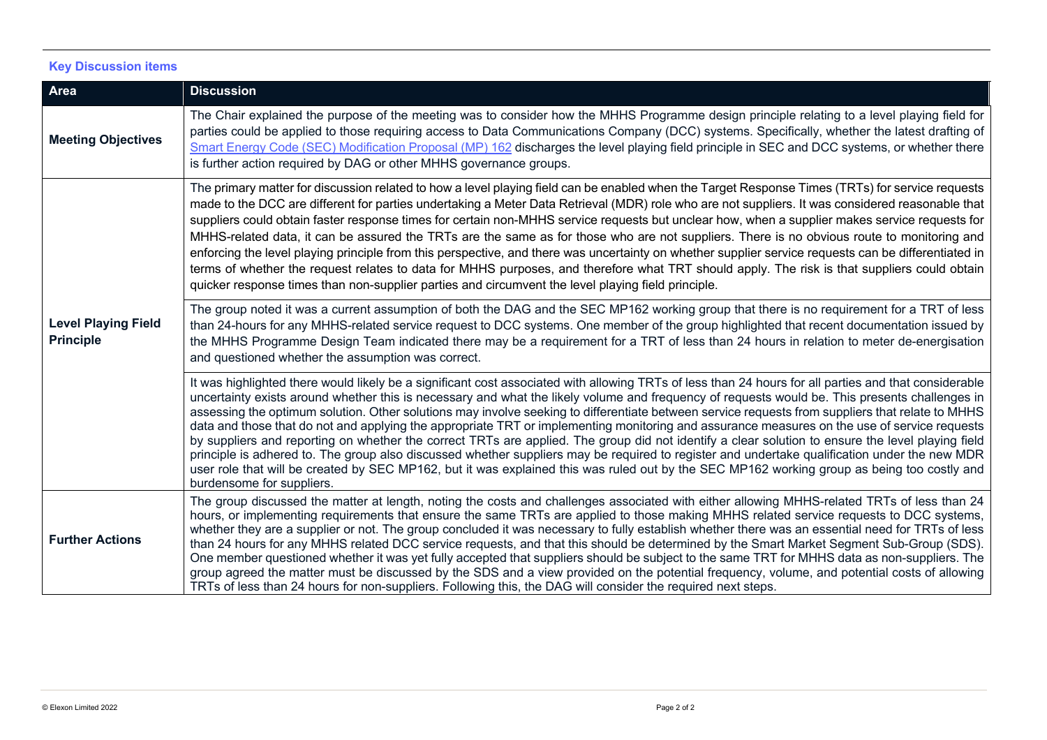## Key Discussion items

| Area | Discussion |
|---|---|
| **Meeting Objectives** | The Chair explained the purpose of the meeting was to consider how the MHHS Programme design principle relating to a level playing field for parties could be applied to those requiring access to Data Communications Company (DCC) systems. Specifically, whether the latest drafting of Smart Energy Code (SEC) Modification Proposal (MP) 162 discharges the level playing field principle in SEC and DCC systems, or whether there is further action required by DAG or other MHHS governance groups. |
| **Level Playing Field Principle** | The primary matter for discussion related to how a level playing field can be enabled when the Target Response Times (TRTs) for service requests made to the DCC are different for parties undertaking a Meter Data Retrieval (MDR) role who are not suppliers. It was considered reasonable that suppliers could obtain faster response times for certain non-MHHS service requests but unclear how, when a supplier makes service requests for MHHS-related data, it can be assured the TRTs are the same as for those who are not suppliers. There is no obvious route to monitoring and enforcing the level playing principle from this perspective, and there was uncertainty on whether supplier service requests can be differentiated in terms of whether the request relates to data for MHHS purposes, and therefore what TRT should apply. The risk is that suppliers could obtain quicker response times than non-supplier parties and circumvent the level playing field principle. |
| | The group noted it was a current assumption of both the DAG and the SEC MP162 working group that there is no requirement for a TRT of less than 24-hours for any MHHS-related service request to DCC systems. One member of the group highlighted that recent documentation issued by the MHHS Programme Design Team indicated there may be a requirement for a TRT of less than 24 hours in relation to meter de-energisation and questioned whether the assumption was correct. |
| | It was highlighted there would likely be a significant cost associated with allowing TRTs of less than 24 hours for all parties and that considerable uncertainty exists around whether this is necessary and what the likely volume and frequency of requests would be. This presents challenges in assessing the optimum solution. Other solutions may involve seeking to differentiate between service requests from suppliers that relate to MHHS data and those that do not and applying the appropriate TRT or implementing monitoring and assurance measures on the use of service requests by suppliers and reporting on whether the correct TRTs are applied. The group did not identify a clear solution to ensure the level playing field principle is adhered to. The group also discussed whether suppliers may be required to register and undertake qualification under the new MDR user role that will be created by SEC MP162, but it was explained this was ruled out by the SEC MP162 working group as being too costly and burdensome for suppliers. |
| **Further Actions** | The group discussed the matter at length, noting the costs and challenges associated with either allowing MHHS-related TRTs of less than 24 hours, or implementing requirements that ensure the same TRTs are applied to those making MHHS related service requests to DCC systems, whether they are a supplier or not. The group concluded it was necessary to fully establish whether there was an essential need for TRTs of less than 24 hours for any MHHS related DCC service requests, and that this should be determined by the Smart Market Segment Sub-Group (SDS). One member questioned whether it was yet fully accepted that suppliers should be subject to the same TRT for MHHS data as non-suppliers. The group agreed the matter must be discussed by the SDS and a view provided on the potential frequency, volume, and potential costs of allowing TRTs of less than 24 hours for non-suppliers. Following this, the DAG will consider the required next steps. |

© Elexon Limited 2022